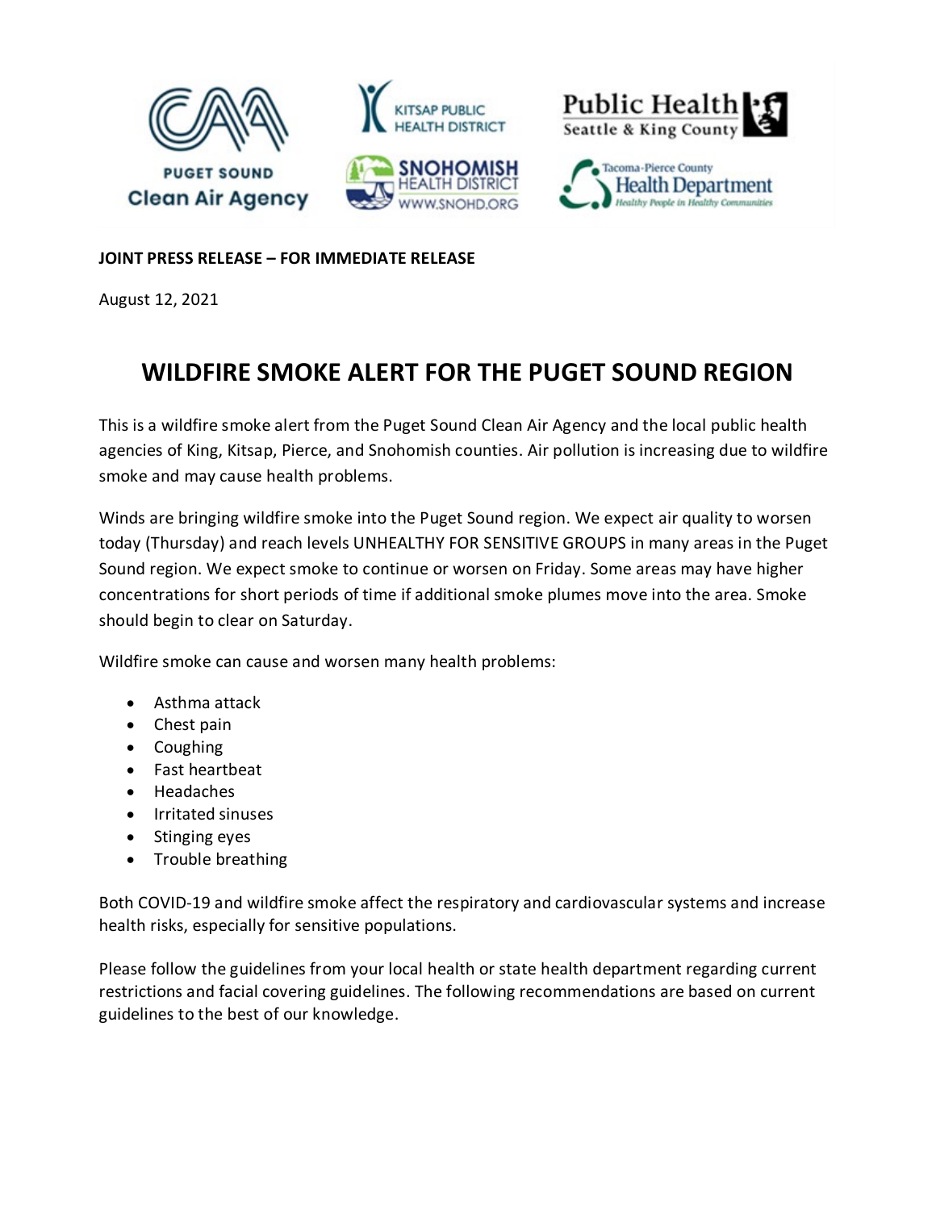PUGET SOUND Clean Air Agency

KITSAP PUBLIC HEALTH DISTRICT

SNOHOMISH HEALTH DISTRICT WWW.SNOHD.ORG

Public Health Seattle & King County

Tacoma-Pierce County Health Department Healthy People in Healthy Communities

**JOINT PRESS RELEASE – FOR IMMEDIATE RELEASE**

August 12, 2021

# WILDFIRE SMOKE ALERT FOR THE PUGET SOUND REGION

This is a wildfire smoke alert from the Puget Sound Clean Air Agency and the local public health agencies of King, Kitsap, Pierce, and Snohomish counties. Air pollution is increasing due to wildfire smoke and may cause health problems.

Winds are bringing wildfire smoke into the Puget Sound region. We expect air quality to worsen today (Thursday) and reach levels UNHEALTHY FOR SENSITIVE GROUPS in many areas in the Puget Sound region. We expect smoke to continue or worsen on Friday. Some areas may have higher concentrations for short periods of time if additional smoke plumes move into the area. Smoke should begin to clear on Saturday.

Wildfire smoke can cause and worsen many health problems:

- Asthma attack
- Chest pain
- Coughing
- Fast heartbeat
- Headaches
- Irritated sinuses
- Stinging eyes
- Trouble breathing

Both COVID-19 and wildfire smoke affect the respiratory and cardiovascular systems and increase health risks, especially for sensitive populations.

Please follow the guidelines from your local health or state health department regarding current restrictions and facial covering guidelines. The following recommendations are based on current guidelines to the best of our knowledge.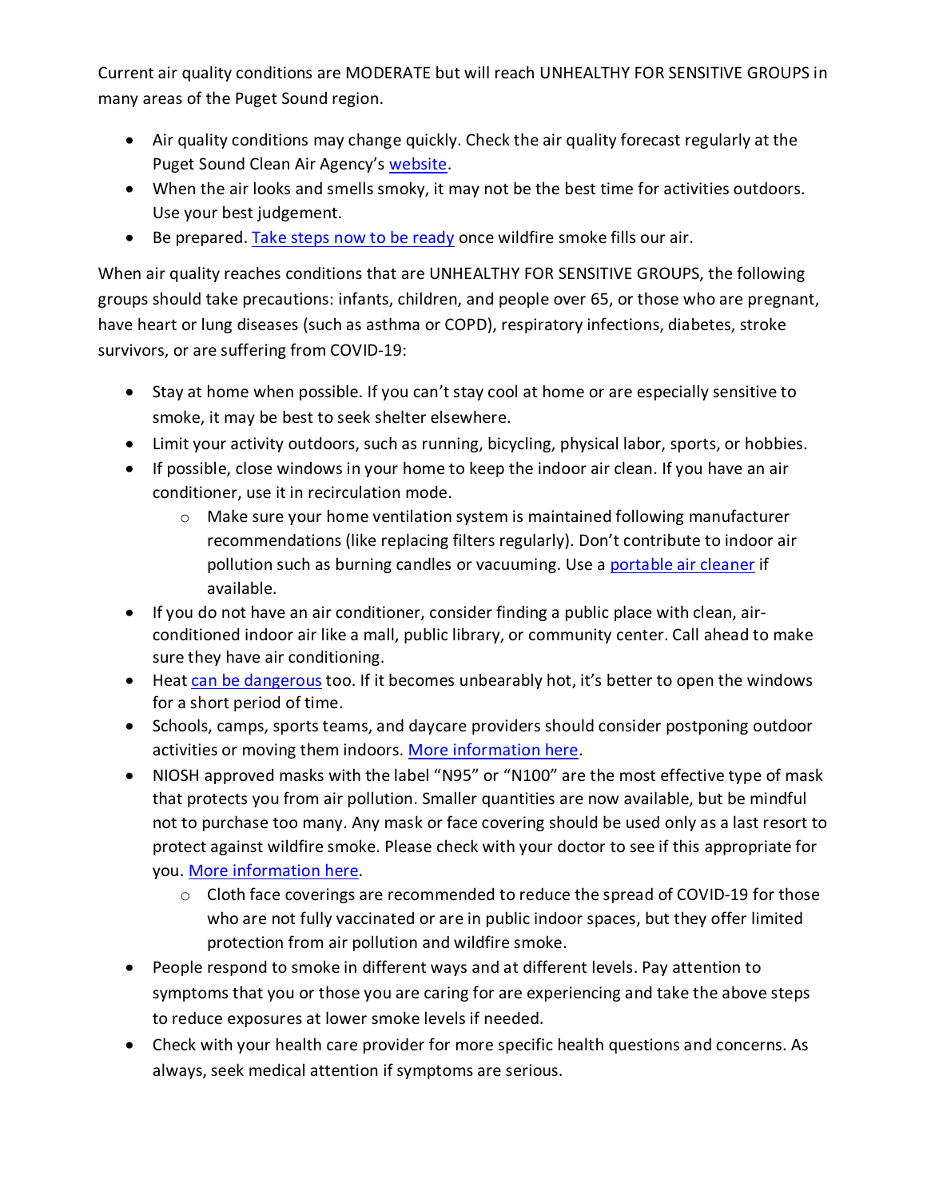Current air quality conditions are MODERATE but will reach UNHEALTHY FOR SENSITIVE GROUPS in many areas of the Puget Sound region.

- Air quality conditions may change quickly. Check the air quality forecast regularly at the Puget Sound Clean Air Agency's website.
- When the air looks and smells smoky, it may not be the best time for activities outdoors. Use your best judgement.
- Be prepared. Take steps now to be ready once wildfire smoke fills our air.

When air quality reaches conditions that are UNHEALTHY FOR SENSITIVE GROUPS, the following groups should take precautions: infants, children, and people over 65, or those who are pregnant, have heart or lung diseases (such as asthma or COPD), respiratory infections, diabetes, stroke survivors, or are suffering from COVID-19:

- Stay at home when possible. If you can't stay cool at home or are especially sensitive to smoke, it may be best to seek shelter elsewhere.
- Limit your activity outdoors, such as running, bicycling, physical labor, sports, or hobbies.
- If possible, close windows in your home to keep the indoor air clean. If you have an air conditioner, use it in recirculation mode.
  - Make sure your home ventilation system is maintained following manufacturer recommendations (like replacing filters regularly). Don't contribute to indoor air pollution such as burning candles or vacuuming. Use a portable air cleaner if available.
- If you do not have an air conditioner, consider finding a public place with clean, air-conditioned indoor air like a mall, public library, or community center. Call ahead to make sure they have air conditioning.
- Heat can be dangerous too. If it becomes unbearably hot, it's better to open the windows for a short period of time.
- Schools, camps, sports teams, and daycare providers should consider postponing outdoor activities or moving them indoors. More information here.
- NIOSH approved masks with the label "N95" or "N100" are the most effective type of mask that protects you from air pollution. Smaller quantities are now available, but be mindful not to purchase too many. Any mask or face covering should be used only as a last resort to protect against wildfire smoke. Please check with your doctor to see if this appropriate for you. More information here.
  - Cloth face coverings are recommended to reduce the spread of COVID-19 for those who are not fully vaccinated or are in public indoor spaces, but they offer limited protection from air pollution and wildfire smoke.
- People respond to smoke in different ways and at different levels. Pay attention to symptoms that you or those you are caring for are experiencing and take the above steps to reduce exposures at lower smoke levels if needed.
- Check with your health care provider for more specific health questions and concerns. As always, seek medical attention if symptoms are serious.